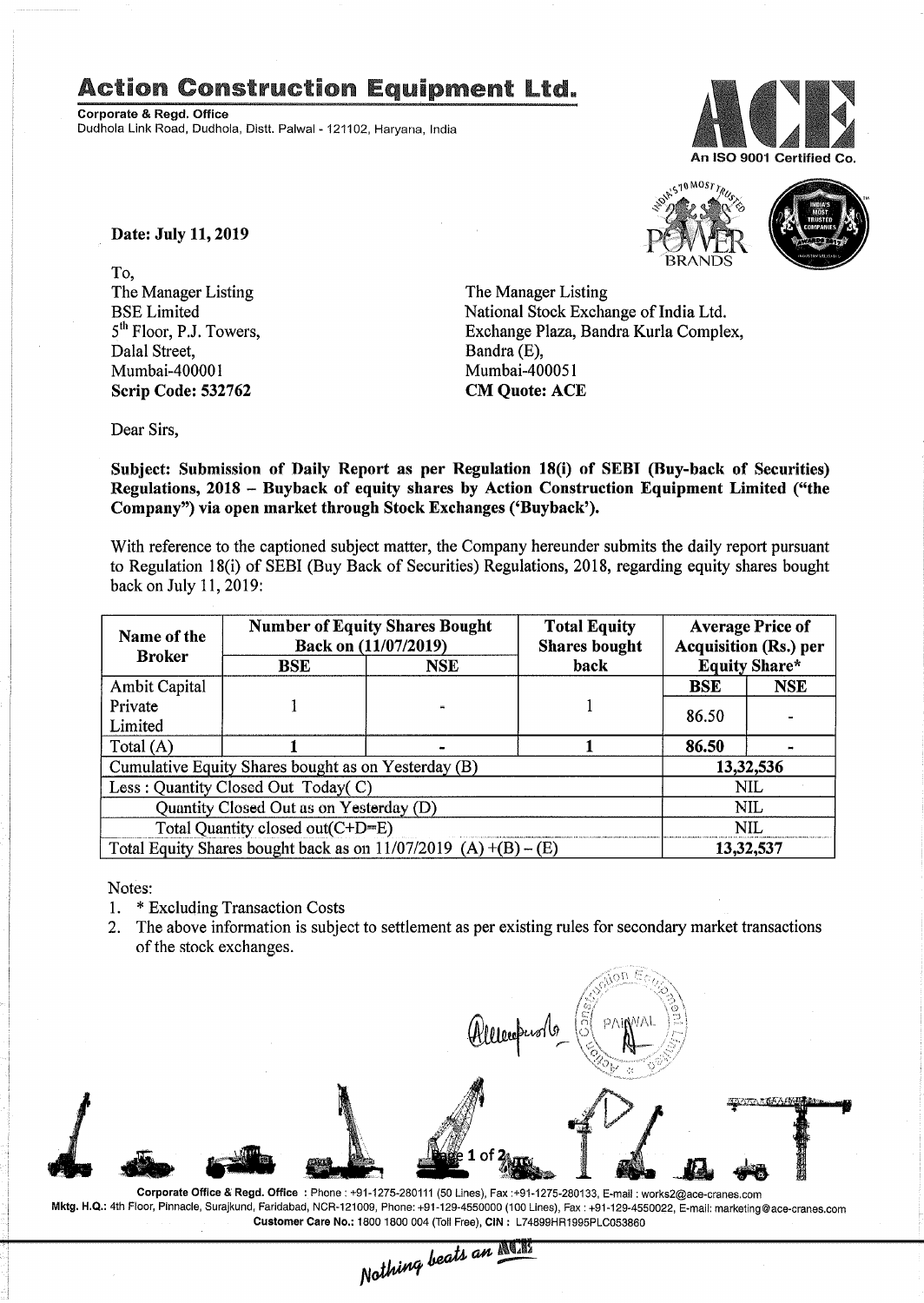# Action Construction Equipment Ltd.

**Corporate & Regd. Office**
Dudhola Link Road, Dudhola, Distt. Palwal - 121102, Haryana, India

An ISO 9001 Certified Co.

**Date: July 11, 2019**

To,
The Manager Listing
BSE Limited
5th Floor, P.J. Towers,
Dalal Street,
Mumbai-400001
**Scrip Code: 532762**

The Manager Listing
National Stock Exchange of India Ltd.
Exchange Plaza, Bandra Kurla Complex,
Bandra (E),
Mumbai-400051
**CM Quote: ACE**

Dear Sirs,

**Subject: Submission of Daily Report as per Regulation 18(i) of SEBI (Buy-back of Securities) Regulations, 2018 – Buyback of equity shares by Action Construction Equipment Limited ("the Company") via open market through Stock Exchanges ('Buyback').**

With reference to the captioned subject matter, the Company hereunder submits the daily report pursuant to Regulation 18(i) of SEBI (Buy Back of Securities) Regulations, 2018, regarding equity shares bought back on July 11, 2019:

| Name of the Broker | Number of Equity Shares Bought Back on (11/07/2019) | | Total Equity Shares bought back | Average Price of Acquisition (Rs.) per Equity Share* | |
|---|---|---|---|---|---|
| | BSE | NSE | | BSE | NSE |
| Ambit Capital Private Limited | 1 | - | 1 | 86.50 | - |
| Total (A) | **1** | **-** | **1** | **86.50** | **-** |
| Cumulative Equity Shares bought as on Yesterday (B) | | | | 13,32,536 | |
| Less : Quantity Closed Out Today( C) | | | | NIL | |
| Quantity Closed Out as on Yesterday (D) | | | | NIL | |
| Total Quantity closed out(C+D=E) | | | | NIL | |
| Total Equity Shares bought back as on 11/07/2019 (A) +(B) – (E) | | | | 13,32,537 | |

Notes:

1. * Excluding Transaction Costs
2. The above information is subject to settlement as per existing rules for secondary market transactions of the stock exchanges.

Corporate Office & Regd. Office : Phone : +91-1275-280111 (50 Lines), Fax :+91-1275-280133, E-mail : works2@ace-cranes.com
Mktg. H.Q.: 4th Floor, Pinnacle, Surajkund, Faridabad, NCR-121009, Phone: +91-129-4550000 (100 Lines), Fax : +91-129-4550022, E-mail: marketing@ace-cranes.com
Customer Care No.: 1800 1800 004 (Toll Free), CIN : L74899HR1995PLC053860

*Nothing beats an ACE*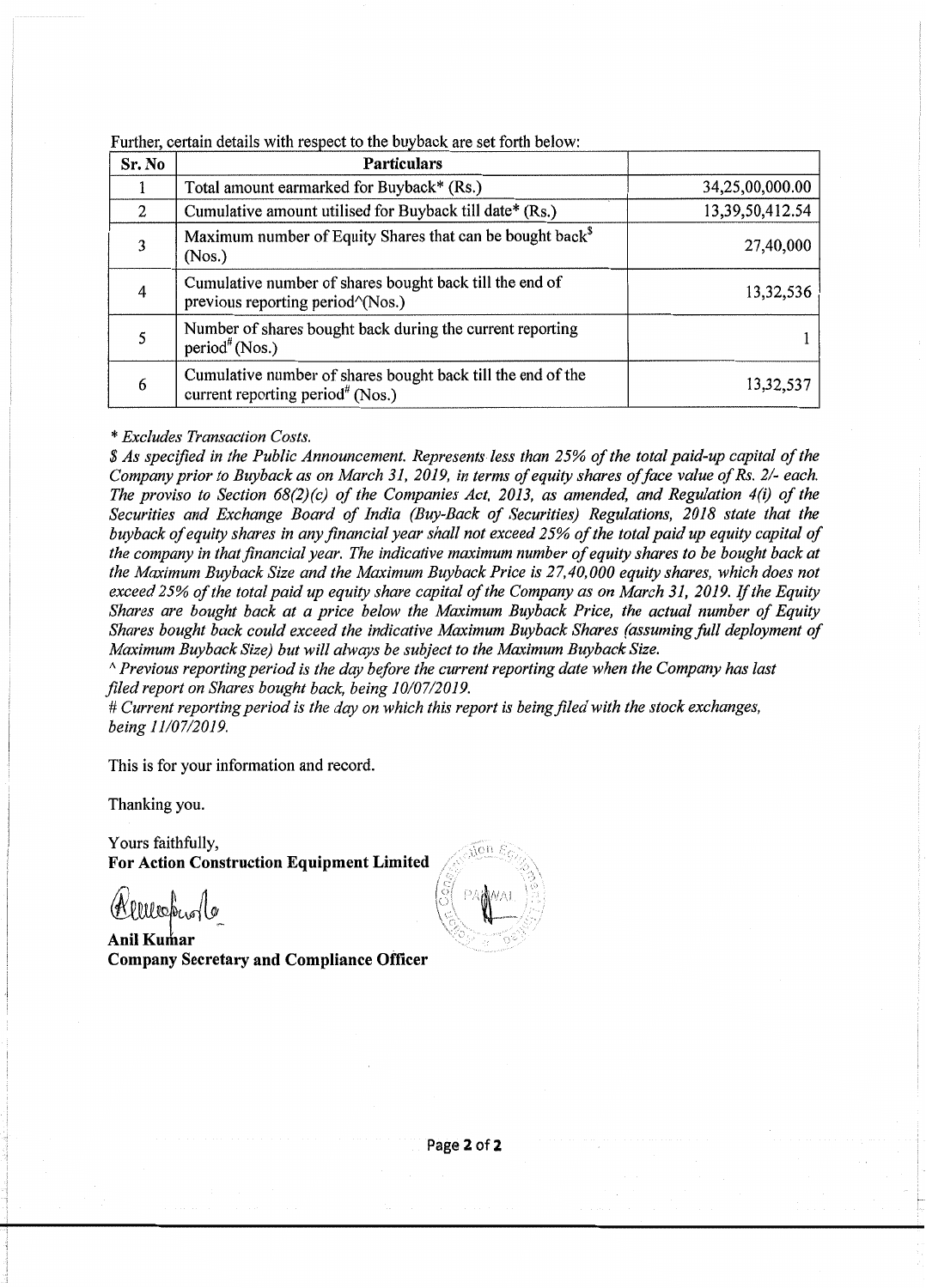Further, certain details with respect to the buyback are set forth below:

| Sr. No | Particulars | |
|---|---|---|
| 1 | Total amount earmarked for Buyback* (Rs.) | 34,25,00,000.00 |
| 2 | Cumulative amount utilised for Buyback till date* (Rs.) | 13,39,50,412.54 |
| 3 | Maximum number of Equity Shares that can be bought back$ (Nos.) | 27,40,000 |
| 4 | Cumulative number of shares bought back till the end of previous reporting period^(Nos.) | 13,32,536 |
| 5 | Number of shares bought back during the current reporting period# (Nos.) | 1 |
| 6 | Cumulative number of shares bought back till the end of the current reporting period# (Nos.) | 13,32,537 |

*\* Excludes Transaction Costs.*

*$ As specified in the Public Announcement. Represents less than 25% of the total paid-up capital of the Company prior to Buyback as on March 31, 2019, in terms of equity shares of face value of Rs. 2/- each. The proviso to Section 68(2)(c) of the Companies Act, 2013, as amended, and Regulation 4(i) of the Securities and Exchange Board of India (Buy-Back of Securities) Regulations, 2018 state that the buyback of equity shares in any financial year shall not exceed 25% of the total paid up equity capital of the company in that financial year. The indicative maximum number of equity shares to be bought back at the Maximum Buyback Size and the Maximum Buyback Price is 27,40,000 equity shares, which does not exceed 25% of the total paid up equity share capital of the Company as on March 31, 2019. If the Equity Shares are bought back at a price below the Maximum Buyback Price, the actual number of Equity Shares bought back could exceed the indicative Maximum Buyback Shares (assuming full deployment of Maximum Buyback Size) but will always be subject to the Maximum Buyback Size.*

*^ Previous reporting period is the day before the current reporting date when the Company has last filed report on Shares bought back, being 10/07/2019.*

*# Current reporting period is the day on which this report is being filed with the stock exchanges, being 11/07/2019.*

This is for your information and record.

Thanking you.

Yours faithfully,
**For Action Construction Equipment Limited**

**Anil Kumar**
**Company Secretary and Compliance Officer**